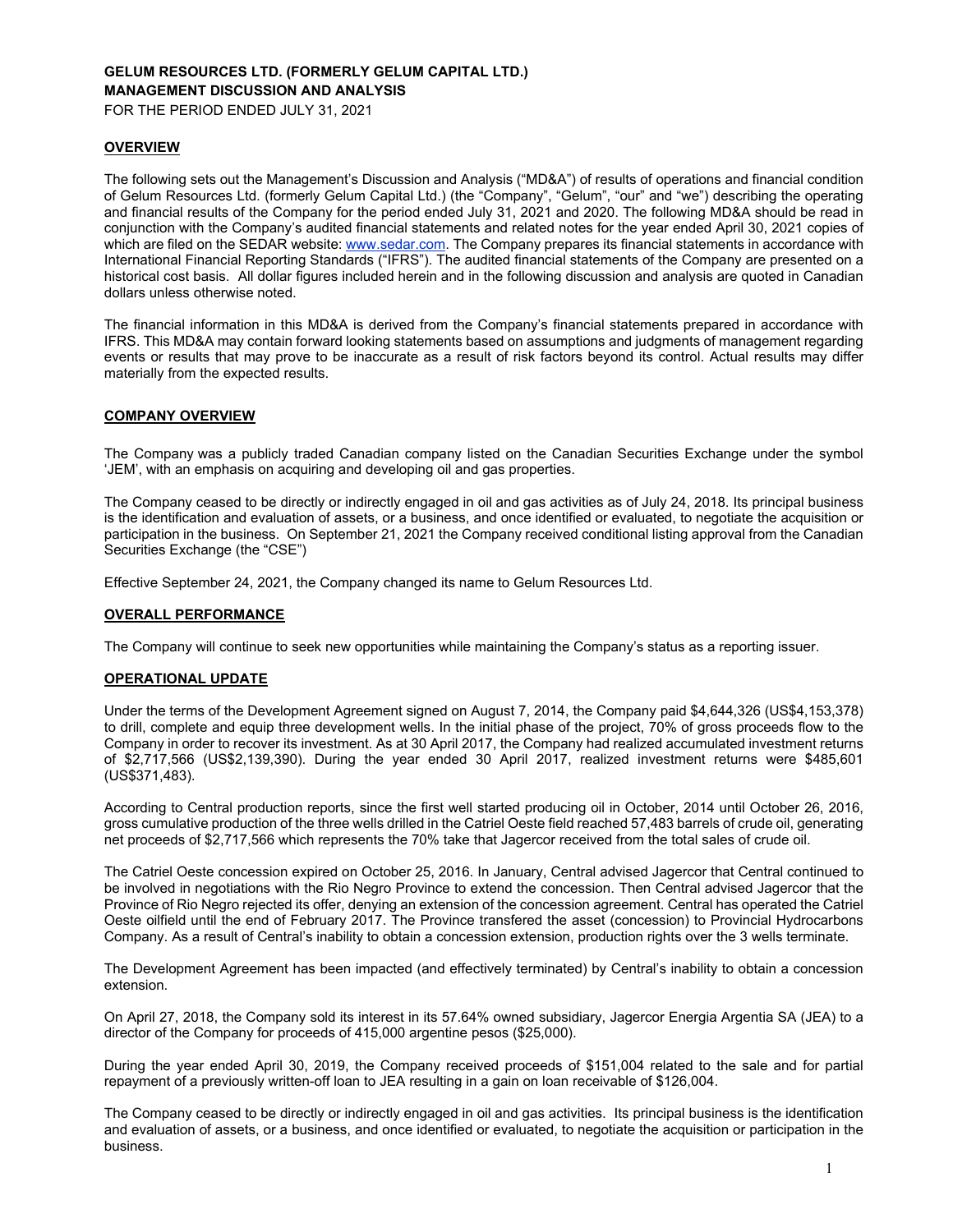**GELUM RESOURCES LTD. (FORMERLY GELUM CAPITAL LTD.)**
**MANAGEMENT DISCUSSION AND ANALYSIS**
FOR THE PERIOD ENDED JULY 31, 2021

## OVERVIEW

The following sets out the Management's Discussion and Analysis ("MD&A") of results of operations and financial condition of Gelum Resources Ltd. (formerly Gelum Capital Ltd.) (the "Company", "Gelum", "our" and "we") describing the operating and financial results of the Company for the period ended July 31, 2021 and 2020. The following MD&A should be read in conjunction with the Company's audited financial statements and related notes for the year ended April 30, 2021 copies of which are filed on the SEDAR website: www.sedar.com. The Company prepares its financial statements in accordance with International Financial Reporting Standards ("IFRS"). The audited financial statements of the Company are presented on a historical cost basis. All dollar figures included herein and in the following discussion and analysis are quoted in Canadian dollars unless otherwise noted.

The financial information in this MD&A is derived from the Company's financial statements prepared in accordance with IFRS. This MD&A may contain forward looking statements based on assumptions and judgments of management regarding events or results that may prove to be inaccurate as a result of risk factors beyond its control. Actual results may differ materially from the expected results.

## COMPANY OVERVIEW

The Company was a publicly traded Canadian company listed on the Canadian Securities Exchange under the symbol 'JEM', with an emphasis on acquiring and developing oil and gas properties.

The Company ceased to be directly or indirectly engaged in oil and gas activities as of July 24, 2018. Its principal business is the identification and evaluation of assets, or a business, and once identified or evaluated, to negotiate the acquisition or participation in the business. On September 21, 2021 the Company received conditional listing approval from the Canadian Securities Exchange (the "CSE")

Effective September 24, 2021, the Company changed its name to Gelum Resources Ltd.

## OVERALL PERFORMANCE

The Company will continue to seek new opportunities while maintaining the Company's status as a reporting issuer.

## OPERATIONAL UPDATE

Under the terms of the Development Agreement signed on August 7, 2014, the Company paid $4,644,326 (US$4,153,378) to drill, complete and equip three development wells. In the initial phase of the project, 70% of gross proceeds flow to the Company in order to recover its investment. As at 30 April 2017, the Company had realized accumulated investment returns of $2,717,566 (US$2,139,390). During the year ended 30 April 2017, realized investment returns were $485,601 (US$371,483).

According to Central production reports, since the first well started producing oil in October, 2014 until October 26, 2016, gross cumulative production of the three wells drilled in the Catriel Oeste field reached 57,483 barrels of crude oil, generating net proceeds of $2,717,566 which represents the 70% take that Jagercor received from the total sales of crude oil.

The Catriel Oeste concession expired on October 25, 2016. In January, Central advised Jagercor that Central continued to be involved in negotiations with the Rio Negro Province to extend the concession. Then Central advised Jagercor that the Province of Rio Negro rejected its offer, denying an extension of the concession agreement. Central has operated the Catriel Oeste oilfield until the end of February 2017. The Province transfered the asset (concession) to Provincial Hydrocarbons Company. As a result of Central's inability to obtain a concession extension, production rights over the 3 wells terminate.

The Development Agreement has been impacted (and effectively terminated) by Central's inability to obtain a concession extension.

On April 27, 2018, the Company sold its interest in its 57.64% owned subsidiary, Jagercor Energia Argentia SA (JEA) to a director of the Company for proceeds of 415,000 argentine pesos ($25,000).

During the year ended April 30, 2019, the Company received proceeds of $151,004 related to the sale and for partial repayment of a previously written-off loan to JEA resulting in a gain on loan receivable of $126,004.

The Company ceased to be directly or indirectly engaged in oil and gas activities. Its principal business is the identification and evaluation of assets, or a business, and once identified or evaluated, to negotiate the acquisition or participation in the business.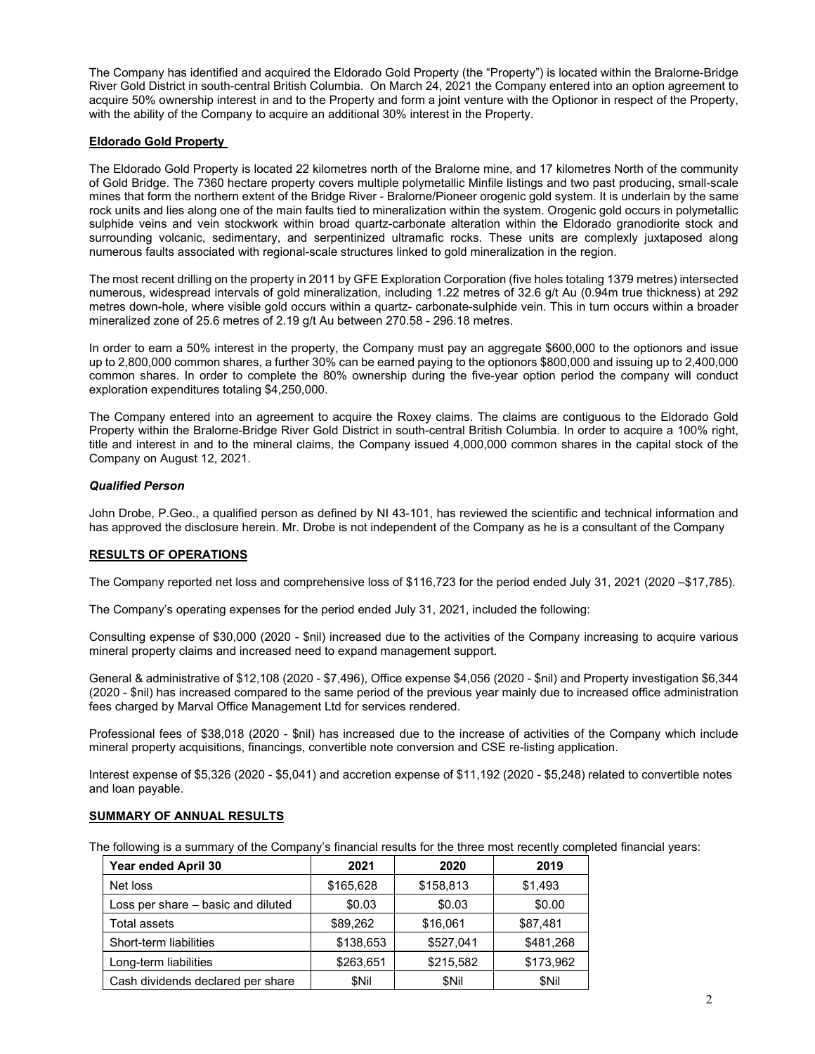The Company has identified and acquired the Eldorado Gold Property (the "Property") is located within the Bralorne-Bridge River Gold District in south-central British Columbia. On March 24, 2021 the Company entered into an option agreement to acquire 50% ownership interest in and to the Property and form a joint venture with the Optionor in respect of the Property, with the ability of the Company to acquire an additional 30% interest in the Property.

**Eldorado Gold Property**

The Eldorado Gold Property is located 22 kilometres north of the Bralorne mine, and 17 kilometres North of the community of Gold Bridge. The 7360 hectare property covers multiple polymetallic Minfile listings and two past producing, small-scale mines that form the northern extent of the Bridge River - Bralorne/Pioneer orogenic gold system. It is underlain by the same rock units and lies along one of the main faults tied to mineralization within the system. Orogenic gold occurs in polymetallic sulphide veins and vein stockwork within broad quartz-carbonate alteration within the Eldorado granodiorite stock and surrounding volcanic, sedimentary, and serpentinized ultramafic rocks. These units are complexly juxtaposed along numerous faults associated with regional-scale structures linked to gold mineralization in the region.

The most recent drilling on the property in 2011 by GFE Exploration Corporation (five holes totaling 1379 metres) intersected numerous, widespread intervals of gold mineralization, including 1.22 metres of 32.6 g/t Au (0.94m true thickness) at 292 metres down-hole, where visible gold occurs within a quartz- carbonate-sulphide vein. This in turn occurs within a broader mineralized zone of 25.6 metres of 2.19 g/t Au between 270.58 - 296.18 metres.

In order to earn a 50% interest in the property, the Company must pay an aggregate $600,000 to the optionors and issue up to 2,800,000 common shares, a further 30% can be earned paying to the optionors $800,000 and issuing up to 2,400,000 common shares. In order to complete the 80% ownership during the five-year option period the company will conduct exploration expenditures totaling $4,250,000.

The Company entered into an agreement to acquire the Roxey claims. The claims are contiguous to the Eldorado Gold Property within the Bralorne-Bridge River Gold District in south-central British Columbia. In order to acquire a 100% right, title and interest in and to the mineral claims, the Company issued 4,000,000 common shares in the capital stock of the Company on August 12, 2021.

***Qualified Person***

John Drobe, P.Geo., a qualified person as defined by NI 43-101, has reviewed the scientific and technical information and has approved the disclosure herein. Mr. Drobe is not independent of the Company as he is a consultant of the Company

**RESULTS OF OPERATIONS**

The Company reported net loss and comprehensive loss of $116,723 for the period ended July 31, 2021 (2020 –$17,785).

The Company's operating expenses for the period ended July 31, 2021, included the following:

Consulting expense of $30,000 (2020 - $nil) increased due to the activities of the Company increasing to acquire various mineral property claims and increased need to expand management support.

General & administrative of $12,108 (2020 - $7,496), Office expense $4,056 (2020 - $nil) and Property investigation $6,344 (2020 - $nil) has increased compared to the same period of the previous year mainly due to increased office administration fees charged by Marval Office Management Ltd for services rendered.

Professional fees of $38,018 (2020 - $nil) has increased due to the increase of activities of the Company which include mineral property acquisitions, financings, convertible note conversion and CSE re-listing application.

Interest expense of $5,326 (2020 - $5,041) and accretion expense of $11,192 (2020 - $5,248) related to convertible notes and loan payable.

**SUMMARY OF ANNUAL RESULTS**

The following is a summary of the Company's financial results for the three most recently completed financial years:

| Year ended April 30 | 2021 | 2020 | 2019 |
|---|---|---|---|
| Net loss | $165,628 | $158,813 | $1,493 |
| Loss per share – basic and diluted | $0.03 | $0.03 | $0.00 |
| Total assets | $89,262 | $16,061 | $87,481 |
| Short-term liabilities | $138,653 | $527,041 | $481,268 |
| Long-term liabilities | $263,651 | $215,582 | $173,962 |
| Cash dividends declared per share | $Nil | $Nil | $Nil |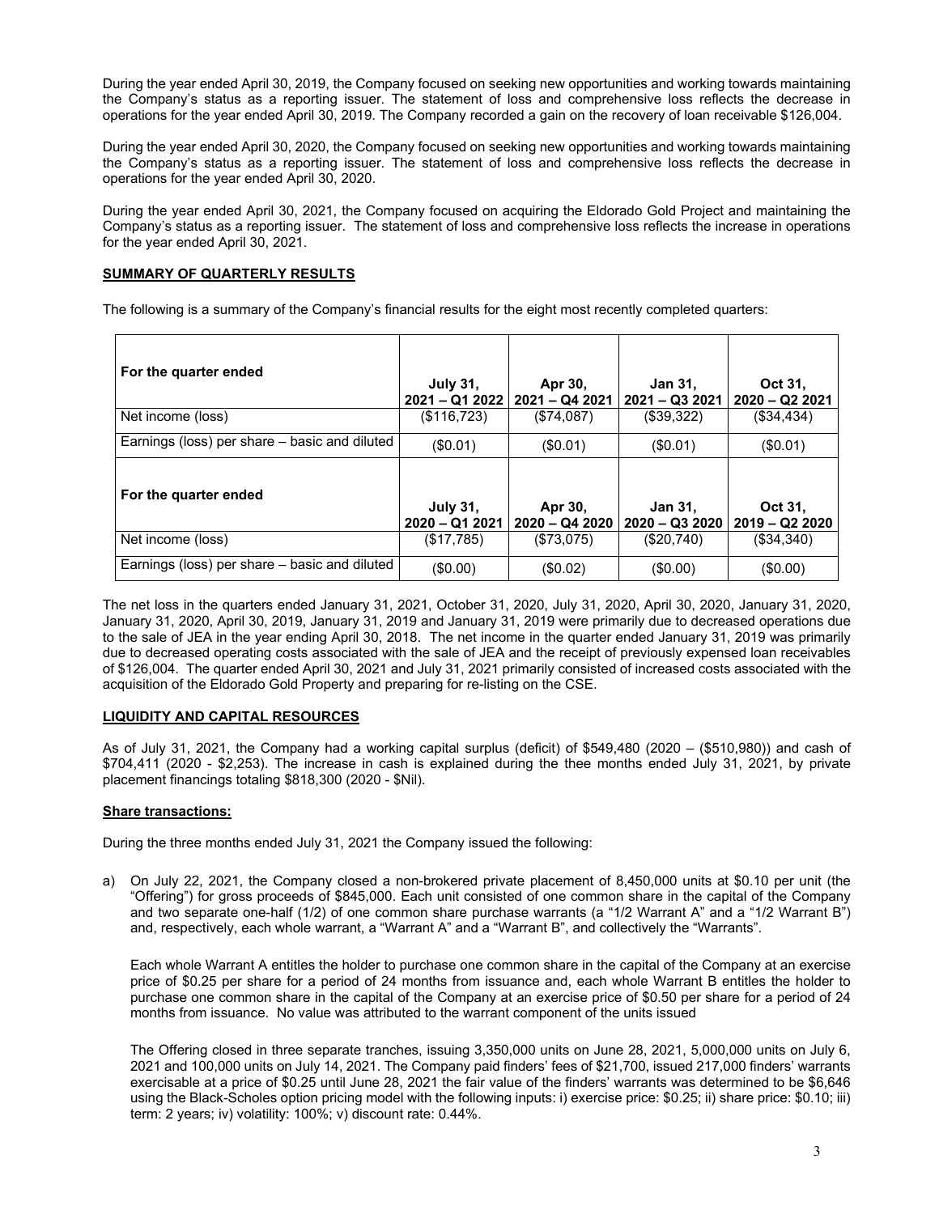During the year ended April 30, 2019, the Company focused on seeking new opportunities and working towards maintaining the Company's status as a reporting issuer. The statement of loss and comprehensive loss reflects the decrease in operations for the year ended April 30, 2019. The Company recorded a gain on the recovery of loan receivable $126,004.

During the year ended April 30, 2020, the Company focused on seeking new opportunities and working towards maintaining the Company's status as a reporting issuer. The statement of loss and comprehensive loss reflects the decrease in operations for the year ended April 30, 2020.

During the year ended April 30, 2021, the Company focused on acquiring the Eldorado Gold Project and maintaining the Company's status as a reporting issuer. The statement of loss and comprehensive loss reflects the increase in operations for the year ended April 30, 2021.

## SUMMARY OF QUARTERLY RESULTS

The following is a summary of the Company's financial results for the eight most recently completed quarters:

| For the quarter ended | July 31, 2021 – Q1 2022 | Apr 30, 2021 – Q4 2021 | Jan 31, 2021 – Q3 2021 | Oct 31, 2020 – Q2 2021 |
|---|---|---|---|---|
| Net income (loss) | ($116,723) | ($74,087) | ($39,322) | ($34,434) |
| Earnings (loss) per share – basic and diluted | ($0.01) | ($0.01) | ($0.01) | ($0.01) |
| **For the quarter ended** | **July 31, 2020 – Q1 2021** | **Apr 30, 2020 – Q4 2020** | **Jan 31, 2020 – Q3 2020** | **Oct 31, 2019 – Q2 2020** |
| Net income (loss) | ($17,785) | ($73,075) | ($20,740) | ($34,340) |
| Earnings (loss) per share – basic and diluted | ($0.00) | ($0.02) | ($0.00) | ($0.00) |

The net loss in the quarters ended January 31, 2021, October 31, 2020, July 31, 2020, April 30, 2020, January 31, 2020, January 31, 2020, April 30, 2019, January 31, 2019 and January 31, 2019 were primarily due to decreased operations due to the sale of JEA in the year ending April 30, 2018. The net income in the quarter ended January 31, 2019 was primarily due to decreased operating costs associated with the sale of JEA and the receipt of previously expensed loan receivables of $126,004. The quarter ended April 30, 2021 and July 31, 2021 primarily consisted of increased costs associated with the acquisition of the Eldorado Gold Property and preparing for re-listing on the CSE.

## LIQUIDITY AND CAPITAL RESOURCES

As of July 31, 2021, the Company had a working capital surplus (deficit) of $549,480 (2020 – ($510,980)) and cash of $704,411 (2020 - $2,253). The increase in cash is explained during the thee months ended July 31, 2021, by private placement financings totaling $818,300 (2020 - $Nil).

### Share transactions:

During the three months ended July 31, 2021 the Company issued the following:

a) On July 22, 2021, the Company closed a non-brokered private placement of 8,450,000 units at $0.10 per unit (the "Offering") for gross proceeds of $845,000. Each unit consisted of one common share in the capital of the Company and two separate one-half (1/2) of one common share purchase warrants (a "1/2 Warrant A" and a "1/2 Warrant B") and, respectively, each whole warrant, a "Warrant A" and a "Warrant B", and collectively the "Warrants".

   Each whole Warrant A entitles the holder to purchase one common share in the capital of the Company at an exercise price of $0.25 per share for a period of 24 months from issuance and, each whole Warrant B entitles the holder to purchase one common share in the capital of the Company at an exercise price of $0.50 per share for a period of 24 months from issuance. No value was attributed to the warrant component of the units issued

   The Offering closed in three separate tranches, issuing 3,350,000 units on June 28, 2021, 5,000,000 units on July 6, 2021 and 100,000 units on July 14, 2021. The Company paid finders' fees of $21,700, issued 217,000 finders' warrants exercisable at a price of $0.25 until June 28, 2021 the fair value of the finders' warrants was determined to be $6,646 using the Black-Scholes option pricing model with the following inputs: i) exercise price: $0.25; ii) share price: $0.10; iii) term: 2 years; iv) volatility: 100%; v) discount rate: 0.44%.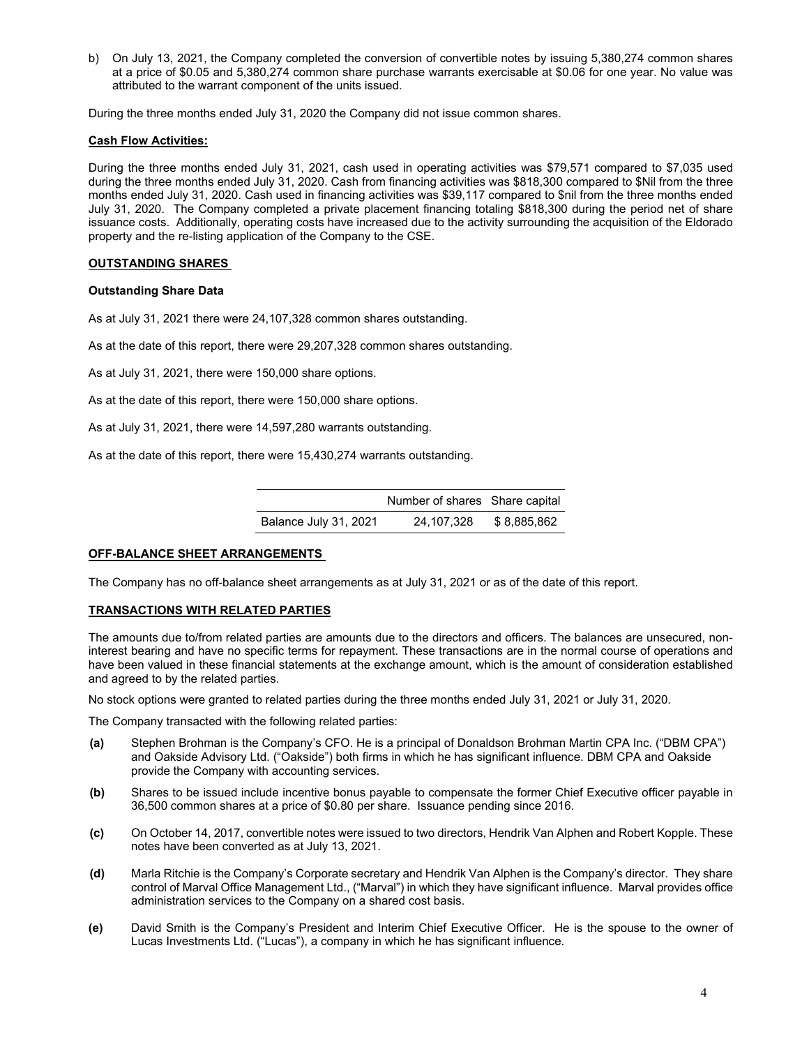b) On July 13, 2021, the Company completed the conversion of convertible notes by issuing 5,380,274 common shares at a price of $0.05 and 5,380,274 common share purchase warrants exercisable at $0.06 for one year. No value was attributed to the warrant component of the units issued.

During the three months ended July 31, 2020 the Company did not issue common shares.

**Cash Flow Activities:**

During the three months ended July 31, 2021, cash used in operating activities was $79,571 compared to $7,035 used during the three months ended July 31, 2020. Cash from financing activities was $818,300 compared to $Nil from the three months ended July 31, 2020. Cash used in financing activities was $39,117 compared to $nil from the three months ended July 31, 2020. The Company completed a private placement financing totaling $818,300 during the period net of share issuance costs. Additionally, operating costs have increased due to the activity surrounding the acquisition of the Eldorado property and the re-listing application of the Company to the CSE.

## OUTSTANDING SHARES

**Outstanding Share Data**

As at July 31, 2021 there were 24,107,328 common shares outstanding.

As at the date of this report, there were 29,207,328 common shares outstanding.

As at July 31, 2021, there were 150,000 share options.

As at the date of this report, there were 150,000 share options.

As at July 31, 2021, there were 14,597,280 warrants outstanding.

As at the date of this report, there were 15,430,274 warrants outstanding.

| | Number of shares | Share capital |
|---|---|---|
| Balance July 31, 2021 | 24,107,328 | $ 8,885,862 |

## OFF-BALANCE SHEET ARRANGEMENTS

The Company has no off-balance sheet arrangements as at July 31, 2021 or as of the date of this report.

## TRANSACTIONS WITH RELATED PARTIES

The amounts due to/from related parties are amounts due to the directors and officers. The balances are unsecured, non-interest bearing and have no specific terms for repayment. These transactions are in the normal course of operations and have been valued in these financial statements at the exchange amount, which is the amount of consideration established and agreed to by the related parties.

No stock options were granted to related parties during the three months ended July 31, 2021 or July 31, 2020.

The Company transacted with the following related parties:

**(a)** Stephen Brohman is the Company's CFO. He is a principal of Donaldson Brohman Martin CPA Inc. ("DBM CPA") and Oakside Advisory Ltd. ("Oakside") both firms in which he has significant influence. DBM CPA and Oakside provide the Company with accounting services.

**(b)** Shares to be issued include incentive bonus payable to compensate the former Chief Executive officer payable in 36,500 common shares at a price of $0.80 per share. Issuance pending since 2016.

**(c)** On October 14, 2017, convertible notes were issued to two directors, Hendrik Van Alphen and Robert Kopple. These notes have been converted as at July 13, 2021.

**(d)** Marla Ritchie is the Company's Corporate secretary and Hendrik Van Alphen is the Company's director. They share control of Marval Office Management Ltd., ("Marval") in which they have significant influence. Marval provides office administration services to the Company on a shared cost basis.

**(e)** David Smith is the Company's President and Interim Chief Executive Officer. He is the spouse to the owner of Lucas Investments Ltd. ("Lucas"), a company in which he has significant influence.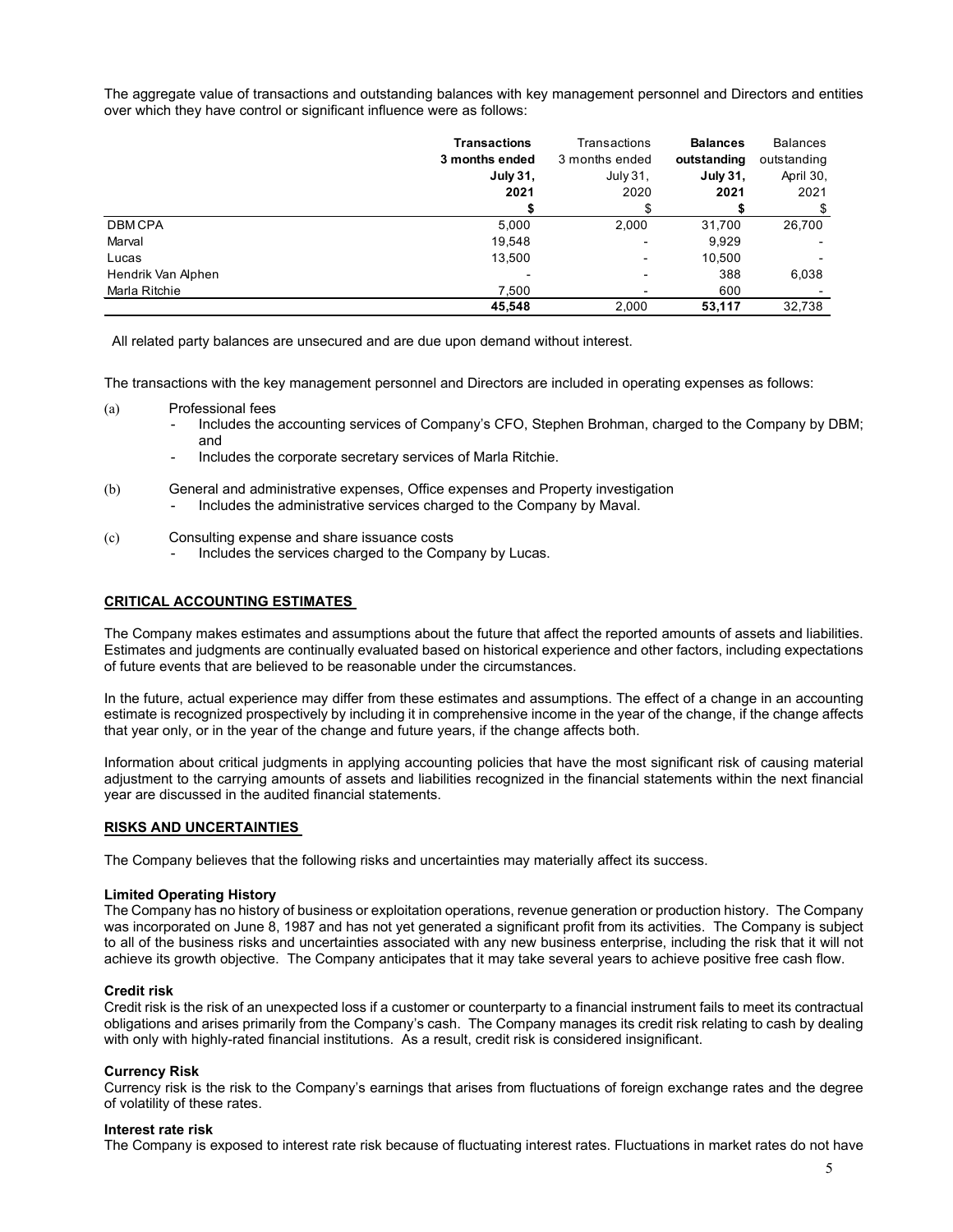The aggregate value of transactions and outstanding balances with key management personnel and Directors and entities over which they have control or significant influence were as follows:

| | **Transactions 3 months ended July 31, 2021** | Transactions 3 months ended July 31, 2020 | **Balances outstanding July 31, 2021** | Balances outstanding April 30, 2021 |
|---|---|---|---|---|
| | **$** | $ | **$** | $ |
| DBM CPA | 5,000 | 2,000 | 31,700 | 26,700 |
| Marval | 19,548 | - | 9,929 | - |
| Lucas | 13,500 | - | 10,500 | - |
| Hendrik Van Alphen | - | - | 388 | 6,038 |
| Marla Ritchie | 7,500 | - | 600 | - |
| | **45,548** | 2,000 | **53,117** | 32,738 |

All related party balances are unsecured and are due upon demand without interest.

The transactions with the key management personnel and Directors are included in operating expenses as follows:

(a) Professional fees
- Includes the accounting services of Company's CFO, Stephen Brohman, charged to the Company by DBM; and
- Includes the corporate secretary services of Marla Ritchie.

(b) General and administrative expenses, Office expenses and Property investigation
- Includes the administrative services charged to the Company by Maval.

(c) Consulting expense and share issuance costs
- Includes the services charged to the Company by Lucas.

## CRITICAL ACCOUNTING ESTIMATES

The Company makes estimates and assumptions about the future that affect the reported amounts of assets and liabilities. Estimates and judgments are continually evaluated based on historical experience and other factors, including expectations of future events that are believed to be reasonable under the circumstances.

In the future, actual experience may differ from these estimates and assumptions. The effect of a change in an accounting estimate is recognized prospectively by including it in comprehensive income in the year of the change, if the change affects that year only, or in the year of the change and future years, if the change affects both.

Information about critical judgments in applying accounting policies that have the most significant risk of causing material adjustment to the carrying amounts of assets and liabilities recognized in the financial statements within the next financial year are discussed in the audited financial statements.

## RISKS AND UNCERTAINTIES

The Company believes that the following risks and uncertainties may materially affect its success.

**Limited Operating History**
The Company has no history of business or exploitation operations, revenue generation or production history. The Company was incorporated on June 8, 1987 and has not yet generated a significant profit from its activities. The Company is subject to all of the business risks and uncertainties associated with any new business enterprise, including the risk that it will not achieve its growth objective. The Company anticipates that it may take several years to achieve positive free cash flow.

**Credit risk**
Credit risk is the risk of an unexpected loss if a customer or counterparty to a financial instrument fails to meet its contractual obligations and arises primarily from the Company's cash. The Company manages its credit risk relating to cash by dealing with only with highly-rated financial institutions. As a result, credit risk is considered insignificant.

**Currency Risk**
Currency risk is the risk to the Company's earnings that arises from fluctuations of foreign exchange rates and the degree of volatility of these rates.

**Interest rate risk**
The Company is exposed to interest rate risk because of fluctuating interest rates. Fluctuations in market rates do not have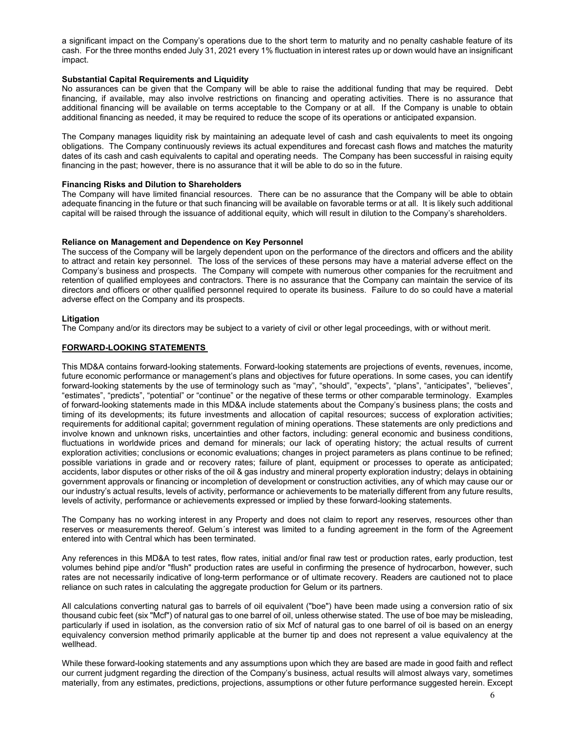a significant impact on the Company's operations due to the short term to maturity and no penalty cashable feature of its cash. For the three months ended July 31, 2021 every 1% fluctuation in interest rates up or down would have an insignificant impact.

**Substantial Capital Requirements and Liquidity**

No assurances can be given that the Company will be able to raise the additional funding that may be required. Debt financing, if available, may also involve restrictions on financing and operating activities. There is no assurance that additional financing will be available on terms acceptable to the Company or at all. If the Company is unable to obtain additional financing as needed, it may be required to reduce the scope of its operations or anticipated expansion.

The Company manages liquidity risk by maintaining an adequate level of cash and cash equivalents to meet its ongoing obligations. The Company continuously reviews its actual expenditures and forecast cash flows and matches the maturity dates of its cash and cash equivalents to capital and operating needs. The Company has been successful in raising equity financing in the past; however, there is no assurance that it will be able to do so in the future.

**Financing Risks and Dilution to Shareholders**

The Company will have limited financial resources. There can be no assurance that the Company will be able to obtain adequate financing in the future or that such financing will be available on favorable terms or at all. It is likely such additional capital will be raised through the issuance of additional equity, which will result in dilution to the Company's shareholders.

**Reliance on Management and Dependence on Key Personnel**

The success of the Company will be largely dependent upon on the performance of the directors and officers and the ability to attract and retain key personnel. The loss of the services of these persons may have a material adverse effect on the Company's business and prospects. The Company will compete with numerous other companies for the recruitment and retention of qualified employees and contractors. There is no assurance that the Company can maintain the service of its directors and officers or other qualified personnel required to operate its business. Failure to do so could have a material adverse effect on the Company and its prospects.

**Litigation**

The Company and/or its directors may be subject to a variety of civil or other legal proceedings, with or without merit.

## FORWARD-LOOKING STATEMENTS

This MD&A contains forward-looking statements. Forward-looking statements are projections of events, revenues, income, future economic performance or management's plans and objectives for future operations. In some cases, you can identify forward-looking statements by the use of terminology such as "may", "should", "expects", "plans", "anticipates", "believes", "estimates", "predicts", "potential" or "continue" or the negative of these terms or other comparable terminology. Examples of forward-looking statements made in this MD&A include statements about the Company's business plans; the costs and timing of its developments; its future investments and allocation of capital resources; success of exploration activities; requirements for additional capital; government regulation of mining operations. These statements are only predictions and involve known and unknown risks, uncertainties and other factors, including: general economic and business conditions, fluctuations in worldwide prices and demand for minerals; our lack of operating history; the actual results of current exploration activities; conclusions or economic evaluations; changes in project parameters as plans continue to be refined; possible variations in grade and or recovery rates; failure of plant, equipment or processes to operate as anticipated; accidents, labor disputes or other risks of the oil & gas industry and mineral property exploration industry; delays in obtaining government approvals or financing or incompletion of development or construction activities, any of which may cause our or our industry's actual results, levels of activity, performance or achievements to be materially different from any future results, levels of activity, performance or achievements expressed or implied by these forward-looking statements.

The Company has no working interest in any Property and does not claim to report any reserves, resources other than reserves or measurements thereof. Gelum´s interest was limited to a funding agreement in the form of the Agreement entered into with Central which has been terminated.

Any references in this MD&A to test rates, flow rates, initial and/or final raw test or production rates, early production, test volumes behind pipe and/or "flush" production rates are useful in confirming the presence of hydrocarbon, however, such rates are not necessarily indicative of long-term performance or of ultimate recovery. Readers are cautioned not to place reliance on such rates in calculating the aggregate production for Gelum or its partners.

All calculations converting natural gas to barrels of oil equivalent ("boe") have been made using a conversion ratio of six thousand cubic feet (six "Mcf") of natural gas to one barrel of oil, unless otherwise stated. The use of boe may be misleading, particularly if used in isolation, as the conversion ratio of six Mcf of natural gas to one barrel of oil is based on an energy equivalency conversion method primarily applicable at the burner tip and does not represent a value equivalency at the wellhead.

While these forward-looking statements and any assumptions upon which they are based are made in good faith and reflect our current judgment regarding the direction of the Company's business, actual results will almost always vary, sometimes materially, from any estimates, predictions, projections, assumptions or other future performance suggested herein. Except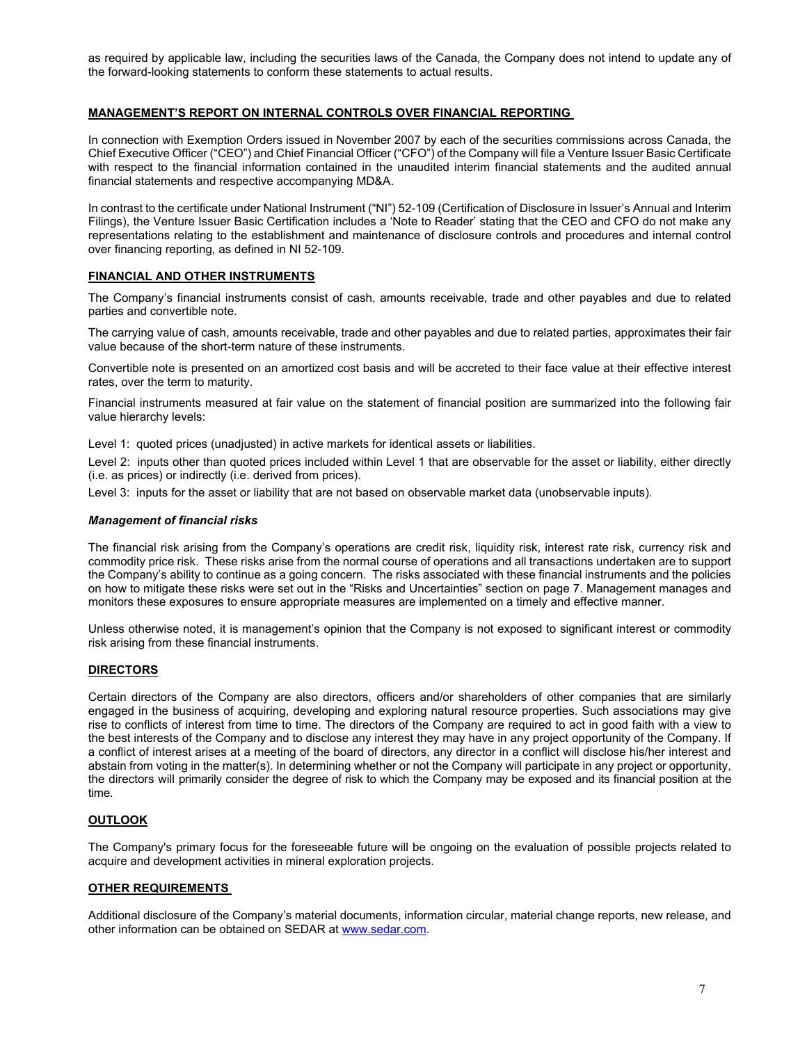as required by applicable law, including the securities laws of the Canada, the Company does not intend to update any of the forward-looking statements to conform these statements to actual results.

## MANAGEMENT'S REPORT ON INTERNAL CONTROLS OVER FINANCIAL REPORTING

In connection with Exemption Orders issued in November 2007 by each of the securities commissions across Canada, the Chief Executive Officer ("CEO") and Chief Financial Officer ("CFO") of the Company will file a Venture Issuer Basic Certificate with respect to the financial information contained in the unaudited interim financial statements and the audited annual financial statements and respective accompanying MD&A.

In contrast to the certificate under National Instrument ("NI") 52-109 (Certification of Disclosure in Issuer's Annual and Interim Filings), the Venture Issuer Basic Certification includes a 'Note to Reader' stating that the CEO and CFO do not make any representations relating to the establishment and maintenance of disclosure controls and procedures and internal control over financing reporting, as defined in NI 52-109.

## FINANCIAL AND OTHER INSTRUMENTS

The Company's financial instruments consist of cash, amounts receivable, trade and other payables and due to related parties and convertible note.

The carrying value of cash, amounts receivable, trade and other payables and due to related parties, approximates their fair value because of the short-term nature of these instruments.

Convertible note is presented on an amortized cost basis and will be accreted to their face value at their effective interest rates, over the term to maturity.

Financial instruments measured at fair value on the statement of financial position are summarized into the following fair value hierarchy levels:

Level 1: quoted prices (unadjusted) in active markets for identical assets or liabilities.

Level 2: inputs other than quoted prices included within Level 1 that are observable for the asset or liability, either directly (i.e. as prices) or indirectly (i.e. derived from prices).

Level 3: inputs for the asset or liability that are not based on observable market data (unobservable inputs).

### *Management of financial risks*

The financial risk arising from the Company's operations are credit risk, liquidity risk, interest rate risk, currency risk and commodity price risk. These risks arise from the normal course of operations and all transactions undertaken are to support the Company's ability to continue as a going concern. The risks associated with these financial instruments and the policies on how to mitigate these risks were set out in the "Risks and Uncertainties" section on page 7. Management manages and monitors these exposures to ensure appropriate measures are implemented on a timely and effective manner.

Unless otherwise noted, it is management's opinion that the Company is not exposed to significant interest or commodity risk arising from these financial instruments.

## DIRECTORS

Certain directors of the Company are also directors, officers and/or shareholders of other companies that are similarly engaged in the business of acquiring, developing and exploring natural resource properties. Such associations may give rise to conflicts of interest from time to time. The directors of the Company are required to act in good faith with a view to the best interests of the Company and to disclose any interest they may have in any project opportunity of the Company. If a conflict of interest arises at a meeting of the board of directors, any director in a conflict will disclose his/her interest and abstain from voting in the matter(s). In determining whether or not the Company will participate in any project or opportunity, the directors will primarily consider the degree of risk to which the Company may be exposed and its financial position at the time.

## OUTLOOK

The Company's primary focus for the foreseeable future will be ongoing on the evaluation of possible projects related to acquire and development activities in mineral exploration projects.

## OTHER REQUIREMENTS

Additional disclosure of the Company's material documents, information circular, material change reports, new release, and other information can be obtained on SEDAR at www.sedar.com.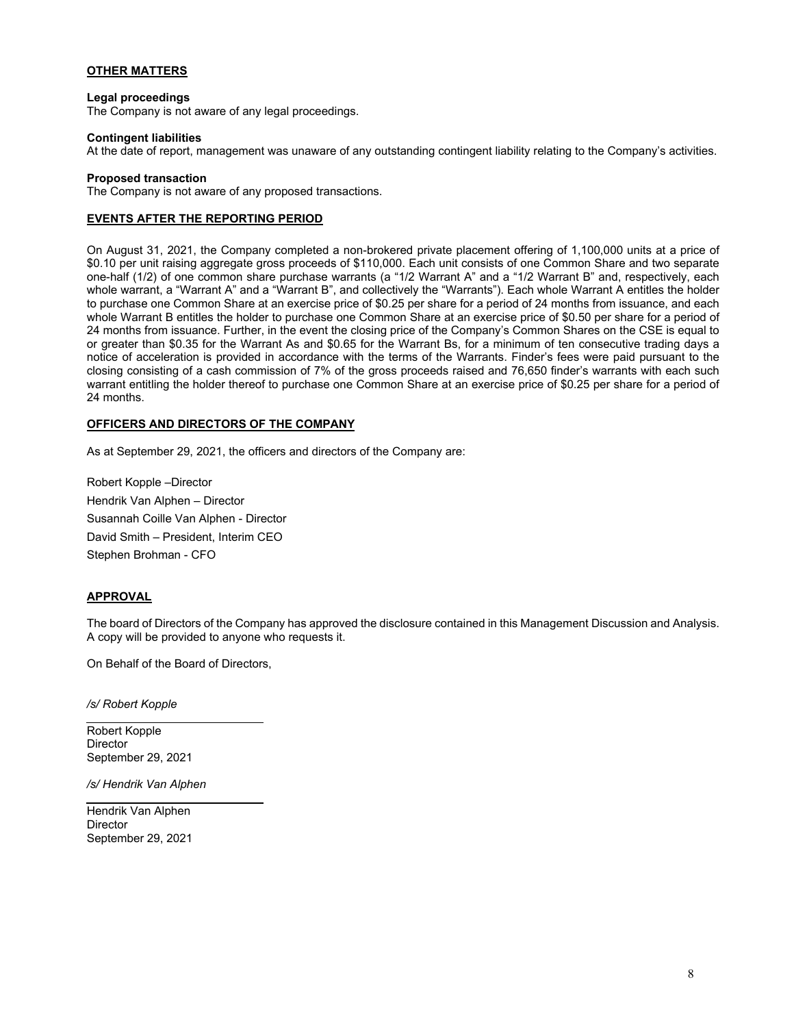## OTHER MATTERS

**Legal proceedings**
The Company is not aware of any legal proceedings.

**Contingent liabilities**
At the date of report, management was unaware of any outstanding contingent liability relating to the Company's activities.

**Proposed transaction**
The Company is not aware of any proposed transactions.

## EVENTS AFTER THE REPORTING PERIOD

On August 31, 2021, the Company completed a non-brokered private placement offering of 1,100,000 units at a price of $0.10 per unit raising aggregate gross proceeds of $110,000. Each unit consists of one Common Share and two separate one-half (1/2) of one common share purchase warrants (a "1/2 Warrant A" and a "1/2 Warrant B" and, respectively, each whole warrant, a "Warrant A" and a "Warrant B", and collectively the "Warrants"). Each whole Warrant A entitles the holder to purchase one Common Share at an exercise price of $0.25 per share for a period of 24 months from issuance, and each whole Warrant B entitles the holder to purchase one Common Share at an exercise price of $0.50 per share for a period of 24 months from issuance. Further, in the event the closing price of the Company's Common Shares on the CSE is equal to or greater than $0.35 for the Warrant As and $0.65 for the Warrant Bs, for a minimum of ten consecutive trading days a notice of acceleration is provided in accordance with the terms of the Warrants. Finder's fees were paid pursuant to the closing consisting of a cash commission of 7% of the gross proceeds raised and 76,650 finder's warrants with each such warrant entitling the holder thereof to purchase one Common Share at an exercise price of $0.25 per share for a period of 24 months.

## OFFICERS AND DIRECTORS OF THE COMPANY

As at September 29, 2021, the officers and directors of the Company are:

Robert Kopple –Director

Hendrik Van Alphen – Director

Susannah Coille Van Alphen - Director

David Smith – President, Interim CEO

Stephen Brohman - CFO

## APPROVAL

The board of Directors of the Company has approved the disclosure contained in this Management Discussion and Analysis. A copy will be provided to anyone who requests it.

On Behalf of the Board of Directors,

*/s/ Robert Kopple*

Robert Kopple
Director
September 29, 2021

*/s/ Hendrik Van Alphen*

Hendrik Van Alphen
Director
September 29, 2021